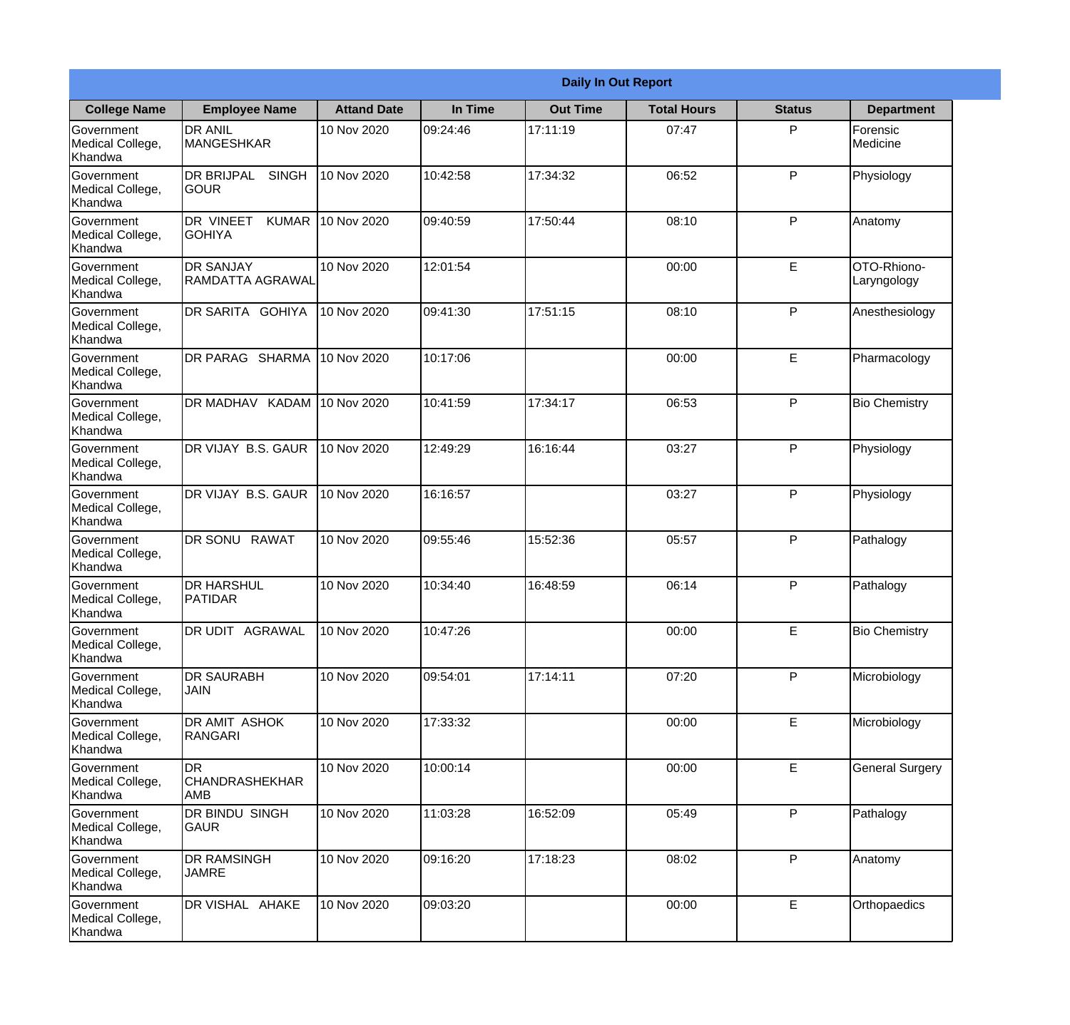# Daily In Out Report

| College Name | Employee Name | Attand Date | In Time | Out Time | Total Hours | Status | Department |
|---|---|---|---|---|---|---|---|
| Government Medical College, Khandwa | DR ANIL MANGESHKAR | 10 Nov 2020 | 09:24:46 | 17:11:19 | 07:47 | P | Forensic Medicine |
| Government Medical College, Khandwa | DR BRIJPAL SINGH GOUR | 10 Nov 2020 | 10:42:58 | 17:34:32 | 06:52 | P | Physiology |
| Government Medical College, Khandwa | DR VINEET KUMAR GOHIYA | 10 Nov 2020 | 09:40:59 | 17:50:44 | 08:10 | P | Anatomy |
| Government Medical College, Khandwa | DR SANJAY RAMDATTA AGRAWAL | 10 Nov 2020 | 12:01:54 | | 00:00 | E | OTO-Rhiono-Laryngology |
| Government Medical College, Khandwa | DR SARITA GOHIYA | 10 Nov 2020 | 09:41:30 | 17:51:15 | 08:10 | P | Anesthesiology |
| Government Medical College, Khandwa | DR PARAG SHARMA | 10 Nov 2020 | 10:17:06 | | 00:00 | E | Pharmacology |
| Government Medical College, Khandwa | DR MADHAV KADAM | 10 Nov 2020 | 10:41:59 | 17:34:17 | 06:53 | P | Bio Chemistry |
| Government Medical College, Khandwa | DR VIJAY B.S. GAUR | 10 Nov 2020 | 12:49:29 | 16:16:44 | 03:27 | P | Physiology |
| Government Medical College, Khandwa | DR VIJAY B.S. GAUR | 10 Nov 2020 | 16:16:57 | | 03:27 | P | Physiology |
| Government Medical College, Khandwa | DR SONU RAWAT | 10 Nov 2020 | 09:55:46 | 15:52:36 | 05:57 | P | Pathalogy |
| Government Medical College, Khandwa | DR HARSHUL PATIDAR | 10 Nov 2020 | 10:34:40 | 16:48:59 | 06:14 | P | Pathalogy |
| Government Medical College, Khandwa | DR UDIT AGRAWAL | 10 Nov 2020 | 10:47:26 | | 00:00 | E | Bio Chemistry |
| Government Medical College, Khandwa | DR SAURABH JAIN | 10 Nov 2020 | 09:54:01 | 17:14:11 | 07:20 | P | Microbiology |
| Government Medical College, Khandwa | DR AMIT ASHOK RANGARI | 10 Nov 2020 | 17:33:32 | | 00:00 | E | Microbiology |
| Government Medical College, Khandwa | DR CHANDRASHEKHAR AMB | 10 Nov 2020 | 10:00:14 | | 00:00 | E | General Surgery |
| Government Medical College, Khandwa | DR BINDU SINGH GAUR | 10 Nov 2020 | 11:03:28 | 16:52:09 | 05:49 | P | Pathalogy |
| Government Medical College, Khandwa | DR RAMSINGH JAMRE | 10 Nov 2020 | 09:16:20 | 17:18:23 | 08:02 | P | Anatomy |
| Government Medical College, Khandwa | DR VISHAL AHAKE | 10 Nov 2020 | 09:03:20 | | 00:00 | E | Orthopaedics |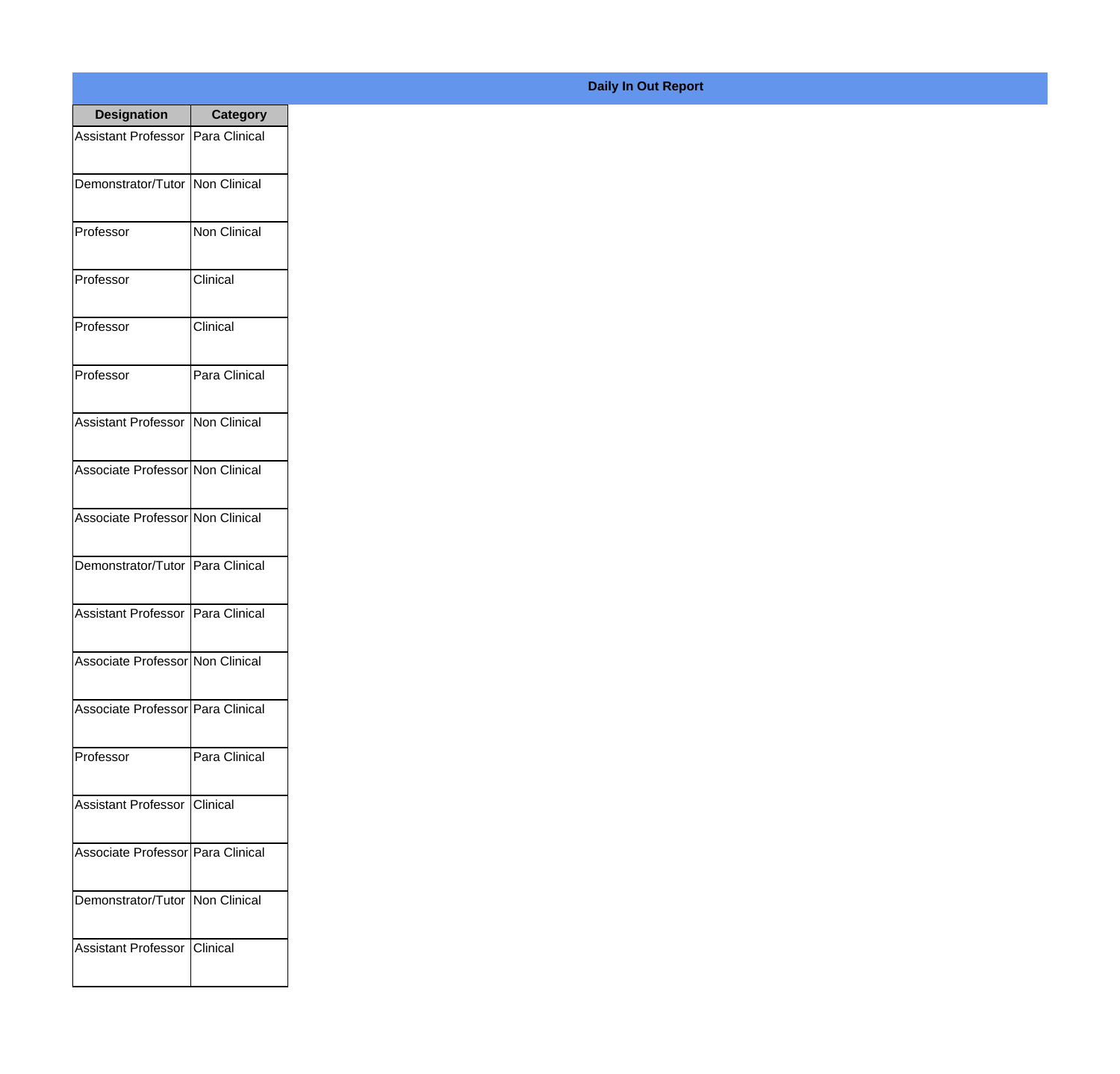**Daily In Out Report**

| Designation | Category |
|---|---|
| Assistant Professor | Para Clinical |
| Demonstrator/Tutor | Non Clinical |
| Professor | Non Clinical |
| Professor | Clinical |
| Professor | Clinical |
| Professor | Para Clinical |
| Assistant Professor | Non Clinical |
| Associate Professor | Non Clinical |
| Associate Professor | Non Clinical |
| Demonstrator/Tutor | Para Clinical |
| Assistant Professor | Para Clinical |
| Associate Professor | Non Clinical |
| Associate Professor | Para Clinical |
| Professor | Para Clinical |
| Assistant Professor | Clinical |
| Associate Professor | Para Clinical |
| Demonstrator/Tutor | Non Clinical |
| Assistant Professor | Clinical |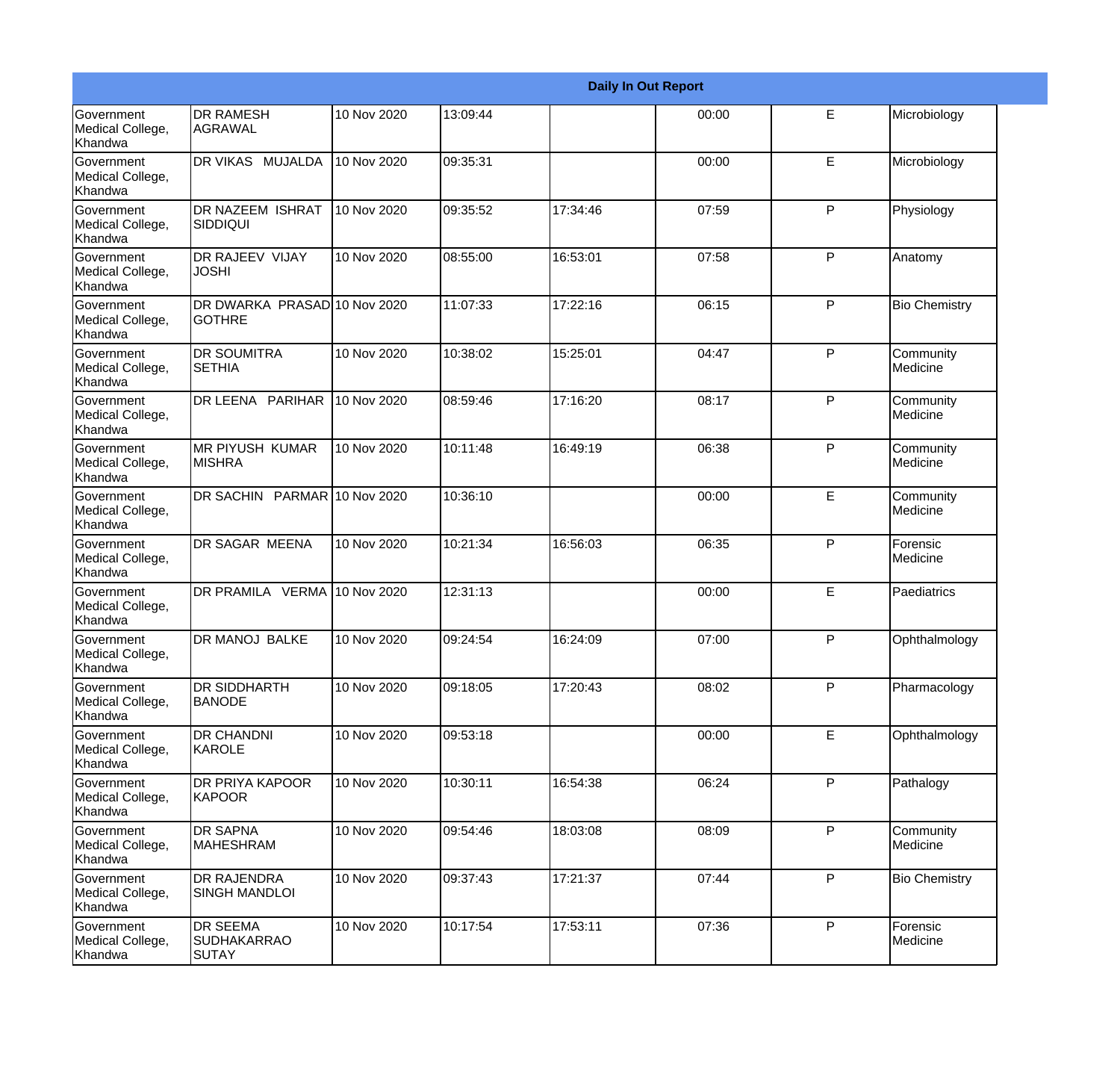| Daily In Out Report | | | | | | | |
|---|---|---|---|---|---|---|---|
| Government Medical College, Khandwa | DR RAMESH AGRAWAL | 10 Nov 2020 | 13:09:44 | | 00:00 | E | Microbiology |
| Government Medical College, Khandwa | DR VIKAS MUJALDA | 10 Nov 2020 | 09:35:31 | | 00:00 | E | Microbiology |
| Government Medical College, Khandwa | DR NAZEEM ISHRAT SIDDIQUI | 10 Nov 2020 | 09:35:52 | 17:34:46 | 07:59 | P | Physiology |
| Government Medical College, Khandwa | DR RAJEEV VIJAY JOSHI | 10 Nov 2020 | 08:55:00 | 16:53:01 | 07:58 | P | Anatomy |
| Government Medical College, Khandwa | DR DWARKA PRASAD GOTHRE | 10 Nov 2020 | 11:07:33 | 17:22:16 | 06:15 | P | Bio Chemistry |
| Government Medical College, Khandwa | DR SOUMITRA SETHIA | 10 Nov 2020 | 10:38:02 | 15:25:01 | 04:47 | P | Community Medicine |
| Government Medical College, Khandwa | DR LEENA PARIHAR | 10 Nov 2020 | 08:59:46 | 17:16:20 | 08:17 | P | Community Medicine |
| Government Medical College, Khandwa | MR PIYUSH KUMAR MISHRA | 10 Nov 2020 | 10:11:48 | 16:49:19 | 06:38 | P | Community Medicine |
| Government Medical College, Khandwa | DR SACHIN PARMAR | 10 Nov 2020 | 10:36:10 | | 00:00 | E | Community Medicine |
| Government Medical College, Khandwa | DR SAGAR MEENA | 10 Nov 2020 | 10:21:34 | 16:56:03 | 06:35 | P | Forensic Medicine |
| Government Medical College, Khandwa | DR PRAMILA VERMA | 10 Nov 2020 | 12:31:13 | | 00:00 | E | Paediatrics |
| Government Medical College, Khandwa | DR MANOJ BALKE | 10 Nov 2020 | 09:24:54 | 16:24:09 | 07:00 | P | Ophthalmology |
| Government Medical College, Khandwa | DR SIDDHARTH BANODE | 10 Nov 2020 | 09:18:05 | 17:20:43 | 08:02 | P | Pharmacology |
| Government Medical College, Khandwa | DR CHANDNI KAROLE | 10 Nov 2020 | 09:53:18 | | 00:00 | E | Ophthalmology |
| Government Medical College, Khandwa | DR PRIYA KAPOOR KAPOOR | 10 Nov 2020 | 10:30:11 | 16:54:38 | 06:24 | P | Pathalogy |
| Government Medical College, Khandwa | DR SAPNA MAHESHRAM | 10 Nov 2020 | 09:54:46 | 18:03:08 | 08:09 | P | Community Medicine |
| Government Medical College, Khandwa | DR RAJENDRA SINGH MANDLOI | 10 Nov 2020 | 09:37:43 | 17:21:37 | 07:44 | P | Bio Chemistry |
| Government Medical College, Khandwa | DR SEEMA SUDHAKARRAO SUTAY | 10 Nov 2020 | 10:17:54 | 17:53:11 | 07:36 | P | Forensic Medicine |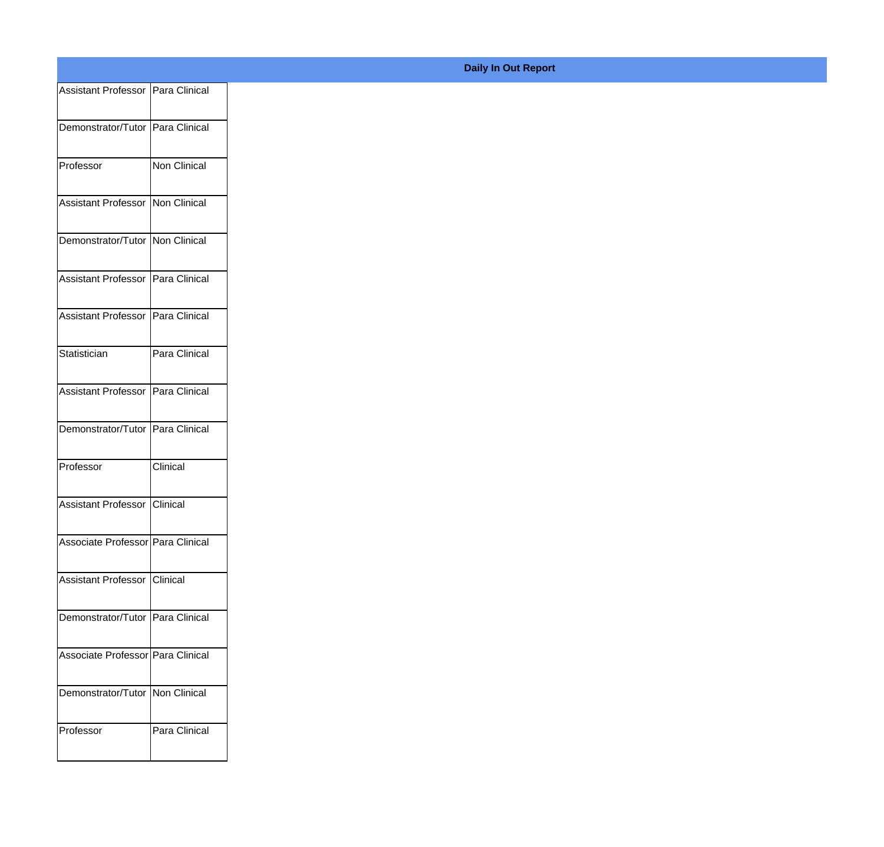| Daily In Out Report | |
|---|---|
| Assistant Professor | Para Clinical |
| Demonstrator/Tutor | Para Clinical |
| Professor | Non Clinical |
| Assistant Professor | Non Clinical |
| Demonstrator/Tutor | Non Clinical |
| Assistant Professor | Para Clinical |
| Assistant Professor | Para Clinical |
| Statistician | Para Clinical |
| Assistant Professor | Para Clinical |
| Demonstrator/Tutor | Para Clinical |
| Professor | Clinical |
| Assistant Professor | Clinical |
| Associate Professor | Para Clinical |
| Assistant Professor | Clinical |
| Demonstrator/Tutor | Para Clinical |
| Associate Professor | Para Clinical |
| Demonstrator/Tutor | Non Clinical |
| Professor | Para Clinical |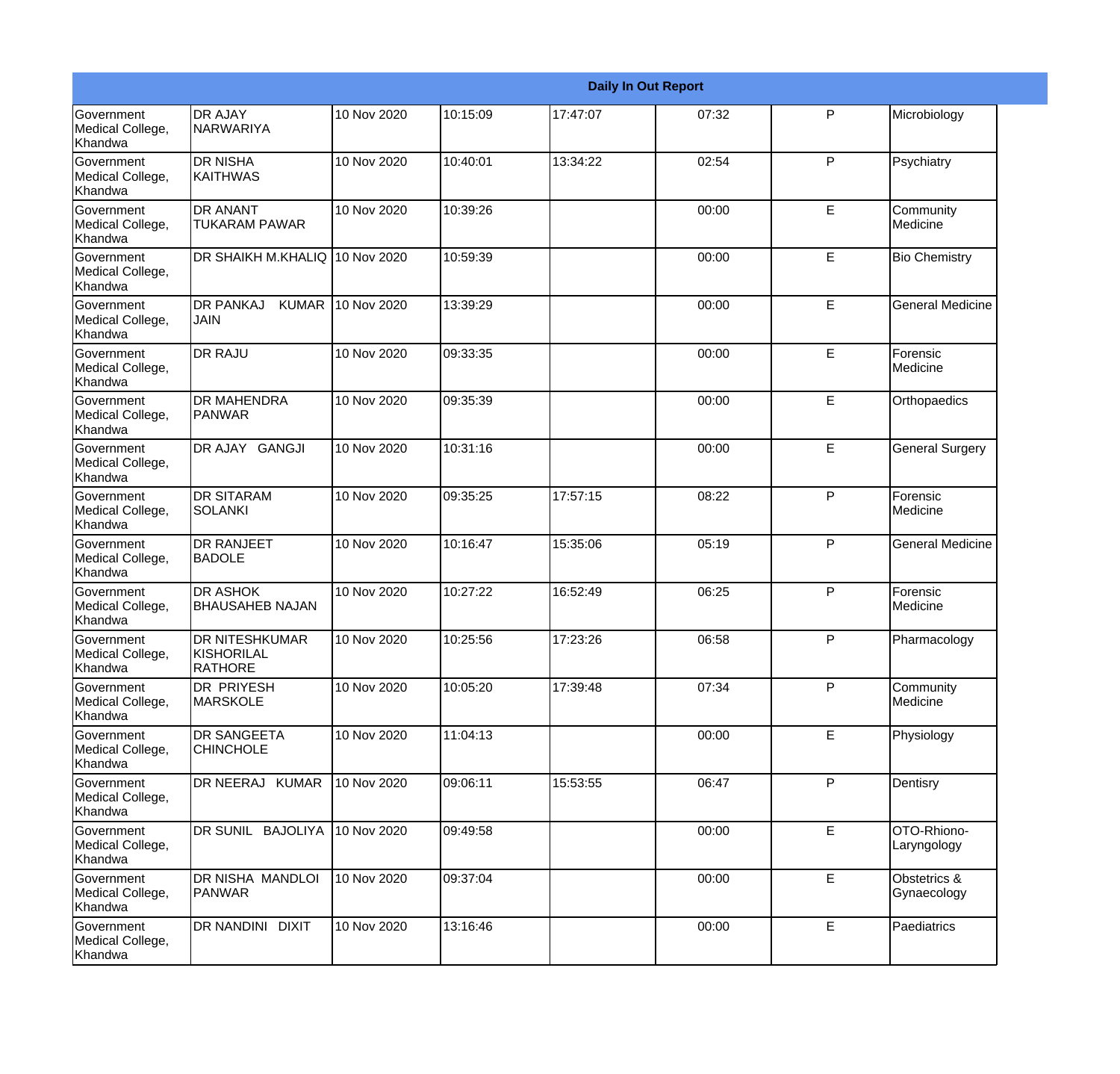| Daily In Out Report | | | | | | | |
|---|---|---|---|---|---|---|---|
| Government Medical College, Khandwa | DR AJAY NARWARIYA | 10 Nov 2020 | 10:15:09 | 17:47:07 | 07:32 | P | Microbiology |
| Government Medical College, Khandwa | DR NISHA KAITHWAS | 10 Nov 2020 | 10:40:01 | 13:34:22 | 02:54 | P | Psychiatry |
| Government Medical College, Khandwa | DR ANANT TUKARAM PAWAR | 10 Nov 2020 | 10:39:26 | | 00:00 | E | Community Medicine |
| Government Medical College, Khandwa | DR SHAIKH M.KHALIQ | 10 Nov 2020 | 10:59:39 | | 00:00 | E | Bio Chemistry |
| Government Medical College, Khandwa | DR PANKAJ KUMAR JAIN | 10 Nov 2020 | 13:39:29 | | 00:00 | E | General Medicine |
| Government Medical College, Khandwa | DR RAJU | 10 Nov 2020 | 09:33:35 | | 00:00 | E | Forensic Medicine |
| Government Medical College, Khandwa | DR MAHENDRA PANWAR | 10 Nov 2020 | 09:35:39 | | 00:00 | E | Orthopaedics |
| Government Medical College, Khandwa | DR AJAY GANGJI | 10 Nov 2020 | 10:31:16 | | 00:00 | E | General Surgery |
| Government Medical College, Khandwa | DR SITARAM SOLANKI | 10 Nov 2020 | 09:35:25 | 17:57:15 | 08:22 | P | Forensic Medicine |
| Government Medical College, Khandwa | DR RANJEET BADOLE | 10 Nov 2020 | 10:16:47 | 15:35:06 | 05:19 | P | General Medicine |
| Government Medical College, Khandwa | DR ASHOK BHAUSAHEB NAJAN | 10 Nov 2020 | 10:27:22 | 16:52:49 | 06:25 | P | Forensic Medicine |
| Government Medical College, Khandwa | DR NITESHKUMAR KISHORILAL RATHORE | 10 Nov 2020 | 10:25:56 | 17:23:26 | 06:58 | P | Pharmacology |
| Government Medical College, Khandwa | DR PRIYESH MARSKOLE | 10 Nov 2020 | 10:05:20 | 17:39:48 | 07:34 | P | Community Medicine |
| Government Medical College, Khandwa | DR SANGEETA CHINCHOLE | 10 Nov 2020 | 11:04:13 | | 00:00 | E | Physiology |
| Government Medical College, Khandwa | DR NEERAJ KUMAR | 10 Nov 2020 | 09:06:11 | 15:53:55 | 06:47 | P | Dentisry |
| Government Medical College, Khandwa | DR SUNIL BAJOLIYA | 10 Nov 2020 | 09:49:58 | | 00:00 | E | OTO-Rhiono-Laryngology |
| Government Medical College, Khandwa | DR NISHA MANDLOI PANWAR | 10 Nov 2020 | 09:37:04 | | 00:00 | E | Obstetrics & Gynaecology |
| Government Medical College, Khandwa | DR NANDINI DIXIT | 10 Nov 2020 | 13:16:46 | | 00:00 | E | Paediatrics |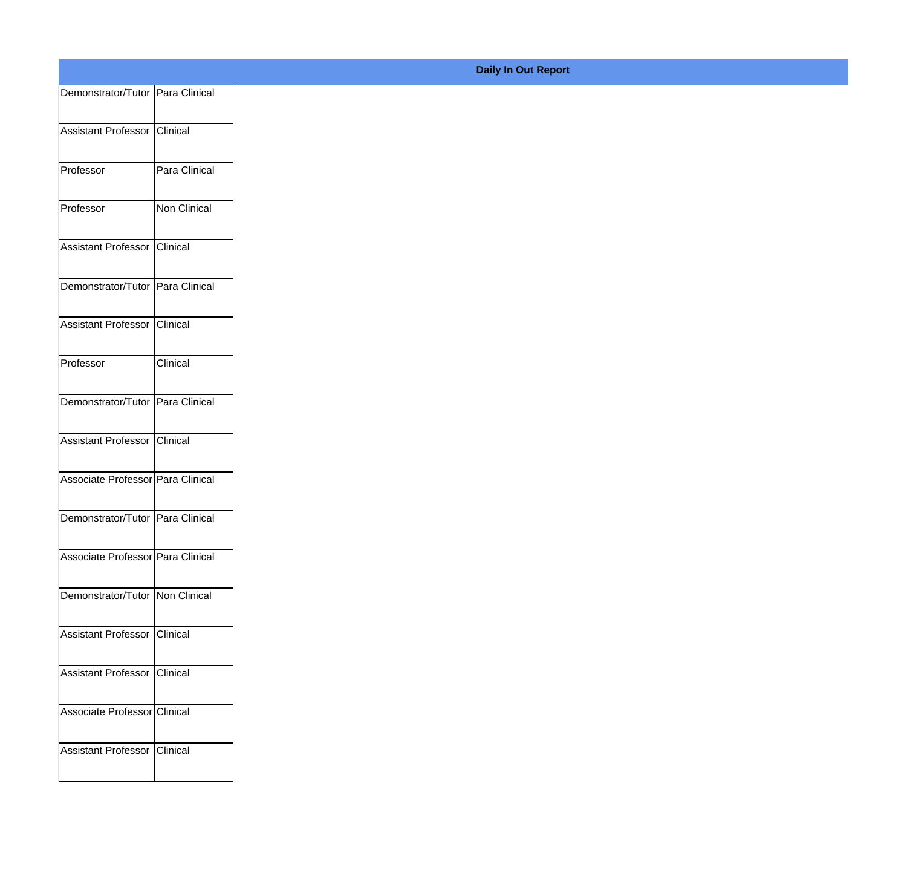**Daily In Out Report**

| | |
|---|---|
| Demonstrator/Tutor | Para Clinical |
| Assistant Professor | Clinical |
| Professor | Para Clinical |
| Professor | Non Clinical |
| Assistant Professor | Clinical |
| Demonstrator/Tutor | Para Clinical |
| Assistant Professor | Clinical |
| Professor | Clinical |
| Demonstrator/Tutor | Para Clinical |
| Assistant Professor | Clinical |
| Associate Professor | Para Clinical |
| Demonstrator/Tutor | Para Clinical |
| Associate Professor | Para Clinical |
| Demonstrator/Tutor | Non Clinical |
| Assistant Professor | Clinical |
| Assistant Professor | Clinical |
| Associate Professor | Clinical |
| Assistant Professor | Clinical |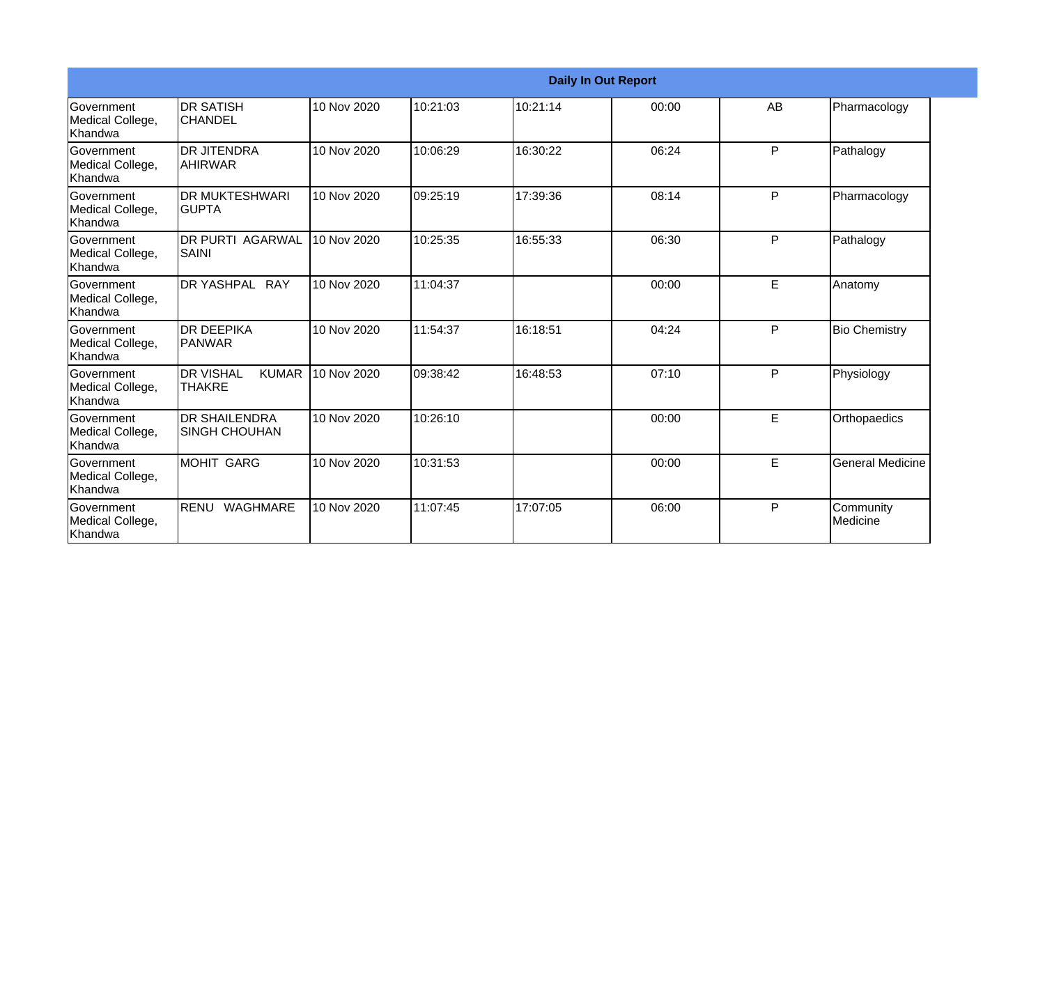**Daily In Out Report**

| | | | | | | | |
|---|---|---|---|---|---|---|---|
| Government Medical College, Khandwa | DR SATISH CHANDEL | 10 Nov 2020 | 10:21:03 | 10:21:14 | 00:00 | AB | Pharmacology |
| Government Medical College, Khandwa | DR JITENDRA AHIRWAR | 10 Nov 2020 | 10:06:29 | 16:30:22 | 06:24 | P | Pathalogy |
| Government Medical College, Khandwa | DR MUKTESHWARI GUPTA | 10 Nov 2020 | 09:25:19 | 17:39:36 | 08:14 | P | Pharmacology |
| Government Medical College, Khandwa | DR PURTI AGARWAL SAINI | 10 Nov 2020 | 10:25:35 | 16:55:33 | 06:30 | P | Pathalogy |
| Government Medical College, Khandwa | DR YASHPAL RAY | 10 Nov 2020 | 11:04:37 | | 00:00 | E | Anatomy |
| Government Medical College, Khandwa | DR DEEPIKA PANWAR | 10 Nov 2020 | 11:54:37 | 16:18:51 | 04:24 | P | Bio Chemistry |
| Government Medical College, Khandwa | DR VISHAL KUMAR THAKRE | 10 Nov 2020 | 09:38:42 | 16:48:53 | 07:10 | P | Physiology |
| Government Medical College, Khandwa | DR SHAILENDRA SINGH CHOUHAN | 10 Nov 2020 | 10:26:10 | | 00:00 | E | Orthopaedics |
| Government Medical College, Khandwa | MOHIT GARG | 10 Nov 2020 | 10:31:53 | | 00:00 | E | General Medicine |
| Government Medical College, Khandwa | RENU WAGHMARE | 10 Nov 2020 | 11:07:45 | 17:07:05 | 06:00 | P | Community Medicine |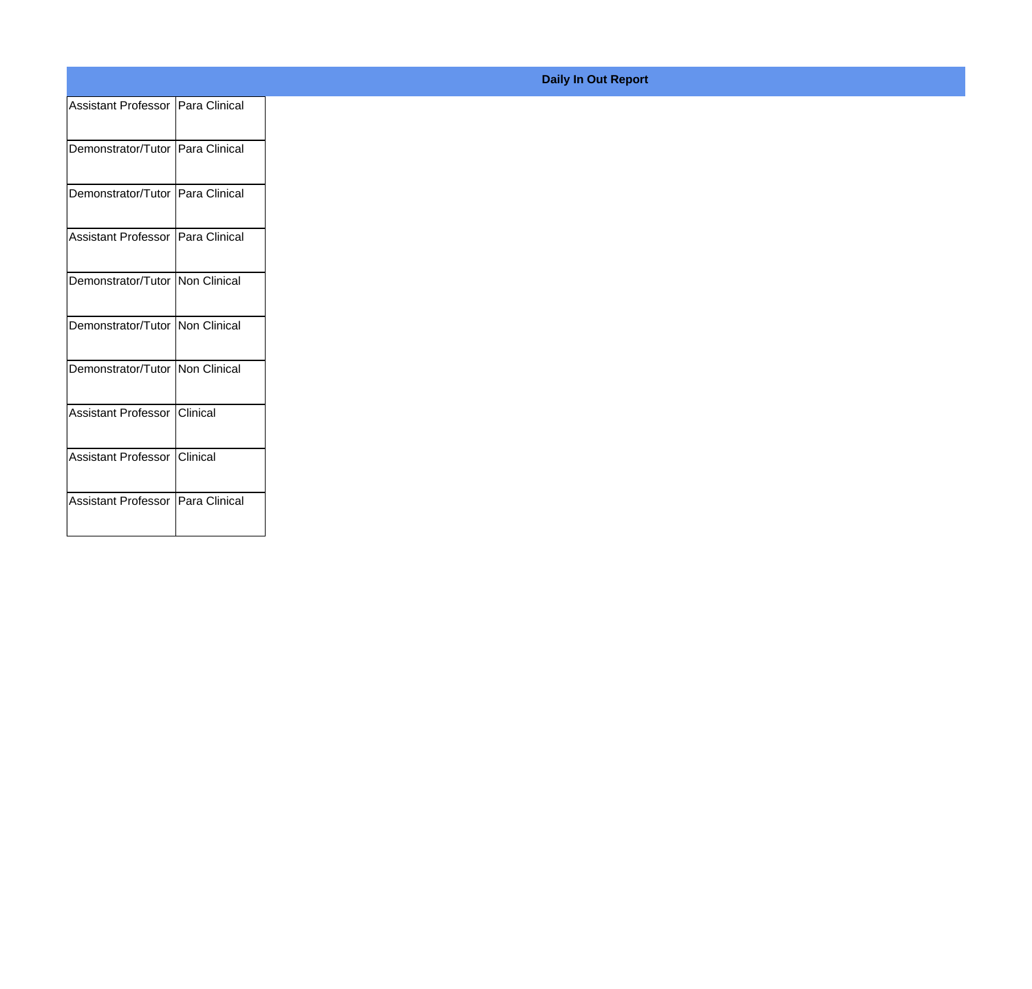**Daily In Out Report**

| | |
|---|---|
| Assistant Professor | Para Clinical |
| Demonstrator/Tutor | Para Clinical |
| Demonstrator/Tutor | Para Clinical |
| Assistant Professor | Para Clinical |
| Demonstrator/Tutor | Non Clinical |
| Demonstrator/Tutor | Non Clinical |
| Demonstrator/Tutor | Non Clinical |
| Assistant Professor | Clinical |
| Assistant Professor | Clinical |
| Assistant Professor | Para Clinical |